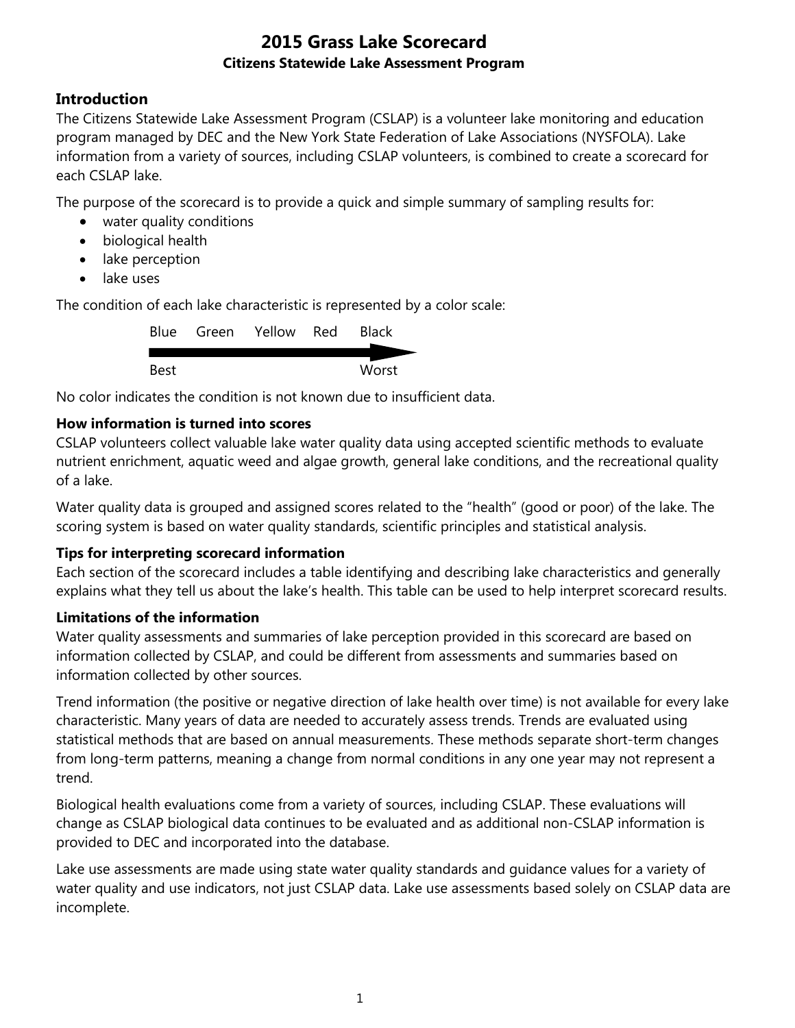# 2015 Grass Lake Scorecard

**Citizens Statewide Lake Assessment Program**

## Introduction

The Citizens Statewide Lake Assessment Program (CSLAP) is a volunteer lake monitoring and education program managed by DEC and the New York State Federation of Lake Associations (NYSFOLA). Lake information from a variety of sources, including CSLAP volunteers, is combined to create a scorecard for each CSLAP lake.

The purpose of the scorecard is to provide a quick and simple summary of sampling results for:

- water quality conditions
- biological health
- lake perception
- lake uses

The condition of each lake characteristic is represented by a color scale:

Blue Green Yellow Red Black

Best → Worst

No color indicates the condition is not known due to insufficient data.

### How information is turned into scores

CSLAP volunteers collect valuable lake water quality data using accepted scientific methods to evaluate nutrient enrichment, aquatic weed and algae growth, general lake conditions, and the recreational quality of a lake.

Water quality data is grouped and assigned scores related to the "health" (good or poor) of the lake. The scoring system is based on water quality standards, scientific principles and statistical analysis.

### Tips for interpreting scorecard information

Each section of the scorecard includes a table identifying and describing lake characteristics and generally explains what they tell us about the lake's health. This table can be used to help interpret scorecard results.

### Limitations of the information

Water quality assessments and summaries of lake perception provided in this scorecard are based on information collected by CSLAP, and could be different from assessments and summaries based on information collected by other sources.

Trend information (the positive or negative direction of lake health over time) is not available for every lake characteristic. Many years of data are needed to accurately assess trends. Trends are evaluated using statistical methods that are based on annual measurements. These methods separate short-term changes from long-term patterns, meaning a change from normal conditions in any one year may not represent a trend.

Biological health evaluations come from a variety of sources, including CSLAP. These evaluations will change as CSLAP biological data continues to be evaluated and as additional non-CSLAP information is provided to DEC and incorporated into the database.

Lake use assessments are made using state water quality standards and guidance values for a variety of water quality and use indicators, not just CSLAP data. Lake use assessments based solely on CSLAP data are incomplete.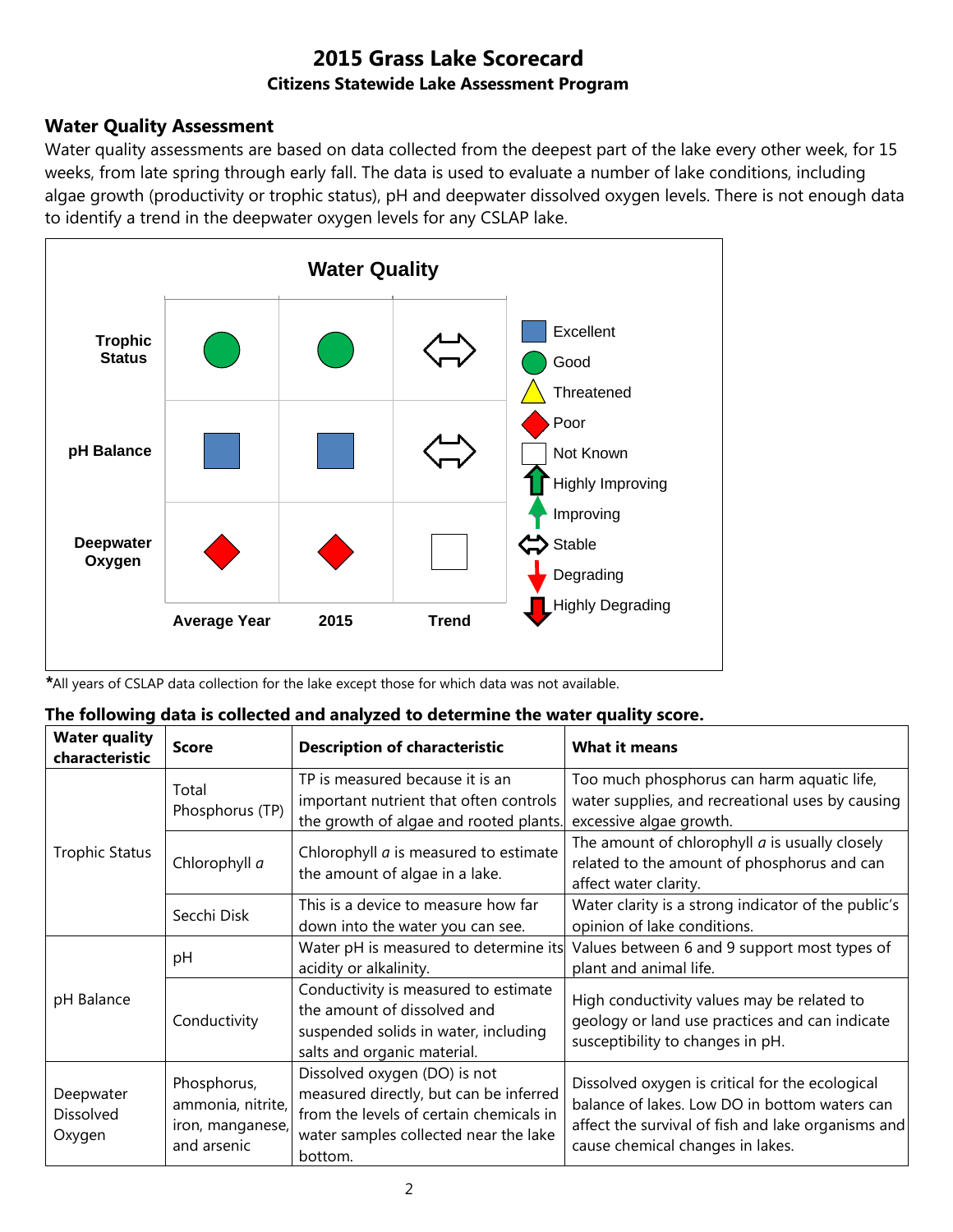# 2015 Grass Lake Scorecard

**Citizens Statewide Lake Assessment Program**

## Water Quality Assessment

Water quality assessments are based on data collected from the deepest part of the lake every other week, for 15 weeks, from late spring through early fall. The data is used to evaluate a number of lake conditions, including algae growth (productivity or trophic status), pH and deepwater dissolved oxygen levels. There is not enough data to identify a trend in the deepwater oxygen levels for any CSLAP lake.

### Water Quality

| | Average Year | 2015 | Trend |
|---|---|---|---|
| Trophic Status | Good | Good | Stable |
| pH Balance | Excellent | Excellent | Stable |
| Deepwater Oxygen | Poor | Poor | Not Known |

Legend: Excellent; Good; Threatened; Poor; Not Known; Highly Improving; Improving; Stable; Degrading; Highly Degrading

*All years of CSLAP data collection for the lake except those for which data was not available.

**The following data is collected and analyzed to determine the water quality score.**

| Water quality characteristic | Score | Description of characteristic | What it means |
|---|---|---|---|
| Trophic Status | Total Phosphorus (TP) | TP is measured because it is an important nutrient that often controls the growth of algae and rooted plants. | Too much phosphorus can harm aquatic life, water supplies, and recreational uses by causing excessive algae growth. |
| | Chlorophyll *a* | Chlorophyll *a* is measured to estimate the amount of algae in a lake. | The amount of chlorophyll *a* is usually closely related to the amount of phosphorus and can affect water clarity. |
| | Secchi Disk | This is a device to measure how far down into the water you can see. | Water clarity is a strong indicator of the public's opinion of lake conditions. |
| pH Balance | pH | Water pH is measured to determine its acidity or alkalinity. | Values between 6 and 9 support most types of plant and animal life. |
| | Conductivity | Conductivity is measured to estimate the amount of dissolved and suspended solids in water, including salts and organic material. | High conductivity values may be related to geology or land use practices and can indicate susceptibility to changes in pH. |
| Deepwater Dissolved Oxygen | Phosphorus, ammonia, nitrite, iron, manganese, and arsenic | Dissolved oxygen (DO) is not measured directly, but can be inferred from the levels of certain chemicals in water samples collected near the lake bottom. | Dissolved oxygen is critical for the ecological balance of lakes. Low DO in bottom waters can affect the survival of fish and lake organisms and cause chemical changes in lakes. |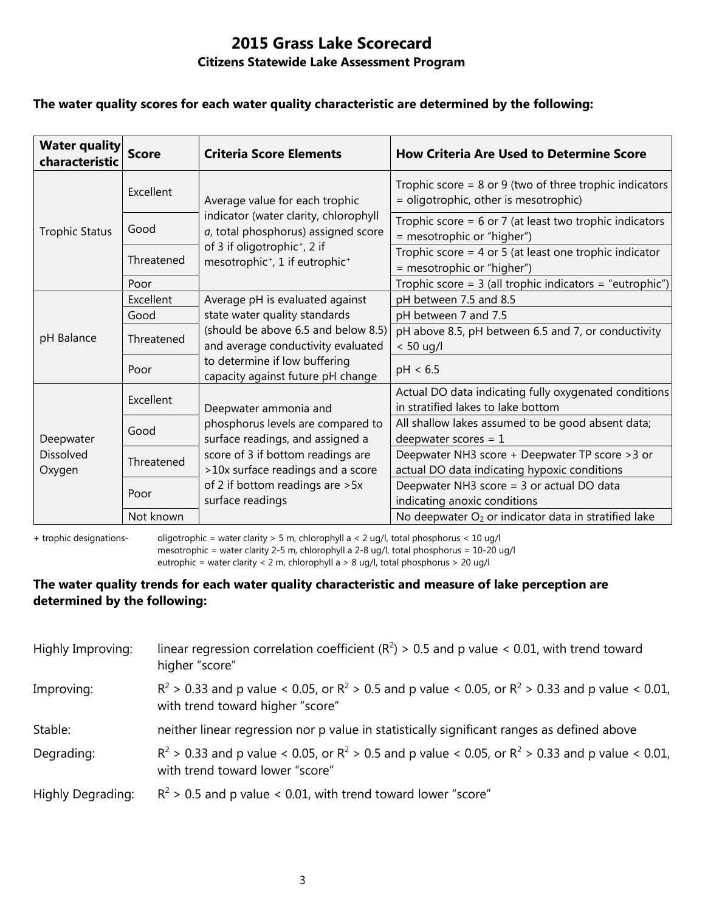# 2015 Grass Lake Scorecard

## Citizens Statewide Lake Assessment Program

**The water quality scores for each water quality characteristic are determined by the following:**

| Water quality characteristic | Score | Criteria Score Elements | How Criteria Are Used to Determine Score |
|---|---|---|---|
| Trophic Status | Excellent | Average value for each trophic indicator (water clarity, chlorophyll *a*, total phosphorus) assigned score of 3 if oligotrophic+, 2 if mesotrophic+, 1 if eutrophic+ | Trophic score = 8 or 9 (two of three trophic indicators = oligotrophic, other is mesotrophic) |
| | Good | | Trophic score = 6 or 7 (at least two trophic indicators = mesotrophic or "higher") |
| | Threatened | | Trophic score = 4 or 5 (at least one trophic indicator = mesotrophic or "higher") |
| | Poor | | Trophic score = 3 (all trophic indicators = "eutrophic") |
| pH Balance | Excellent | Average pH is evaluated against state water quality standards (should be above 6.5 and below 8.5) and average conductivity evaluated to determine if low buffering capacity against future pH change | pH between 7.5 and 8.5 |
| | Good | | pH between 7 and 7.5 |
| | Threatened | | pH above 8.5, pH between 6.5 and 7, or conductivity < 50 ug/l |
| | Poor | | pH < 6.5 |
| Deepwater Dissolved Oxygen | Excellent | Deepwater ammonia and phosphorus levels are compared to surface readings, and assigned a score of 3 if bottom readings are >10x surface readings and a score of 2 if bottom readings are >5x surface readings | Actual DO data indicating fully oxygenated conditions in stratified lakes to lake bottom |
| | Good | | All shallow lakes assumed to be good absent data; deepwater scores = 1 |
| | Threatened | | Deepwater NH3 score + Deepwater TP score >3 or actual DO data indicating hypoxic conditions |
| | Poor | | Deepwater NH3 score = 3 or actual DO data indicating anoxic conditions |
| | Not known | | No deepwater $O_2$ or indicator data in stratified lake |

**+** trophic designations- oligotrophic = water clarity > 5 m, chlorophyll a < 2 ug/l, total phosphorus < 10 ug/l
mesotrophic = water clarity 2-5 m, chlorophyll a 2-8 ug/l, total phosphorus = 10-20 ug/l
eutrophic = water clarity < 2 m, chlorophyll a > 8 ug/l, total phosphorus > 20 ug/l

**The water quality trends for each water quality characteristic and measure of lake perception are determined by the following:**

Highly Improving: linear regression correlation coefficient ($R^2$) > 0.5 and p value < 0.01, with trend toward higher "score"

Improving: $R^2$ > 0.33 and p value < 0.05, or $R^2$ > 0.5 and p value < 0.05, or $R^2$ > 0.33 and p value < 0.01, with trend toward higher "score"

Stable: neither linear regression nor p value in statistically significant ranges as defined above

Degrading: $R^2$ > 0.33 and p value < 0.05, or $R^2$ > 0.5 and p value < 0.05, or $R^2$ > 0.33 and p value < 0.01, with trend toward lower "score"

Highly Degrading: $R^2$ > 0.5 and p value < 0.01, with trend toward lower "score"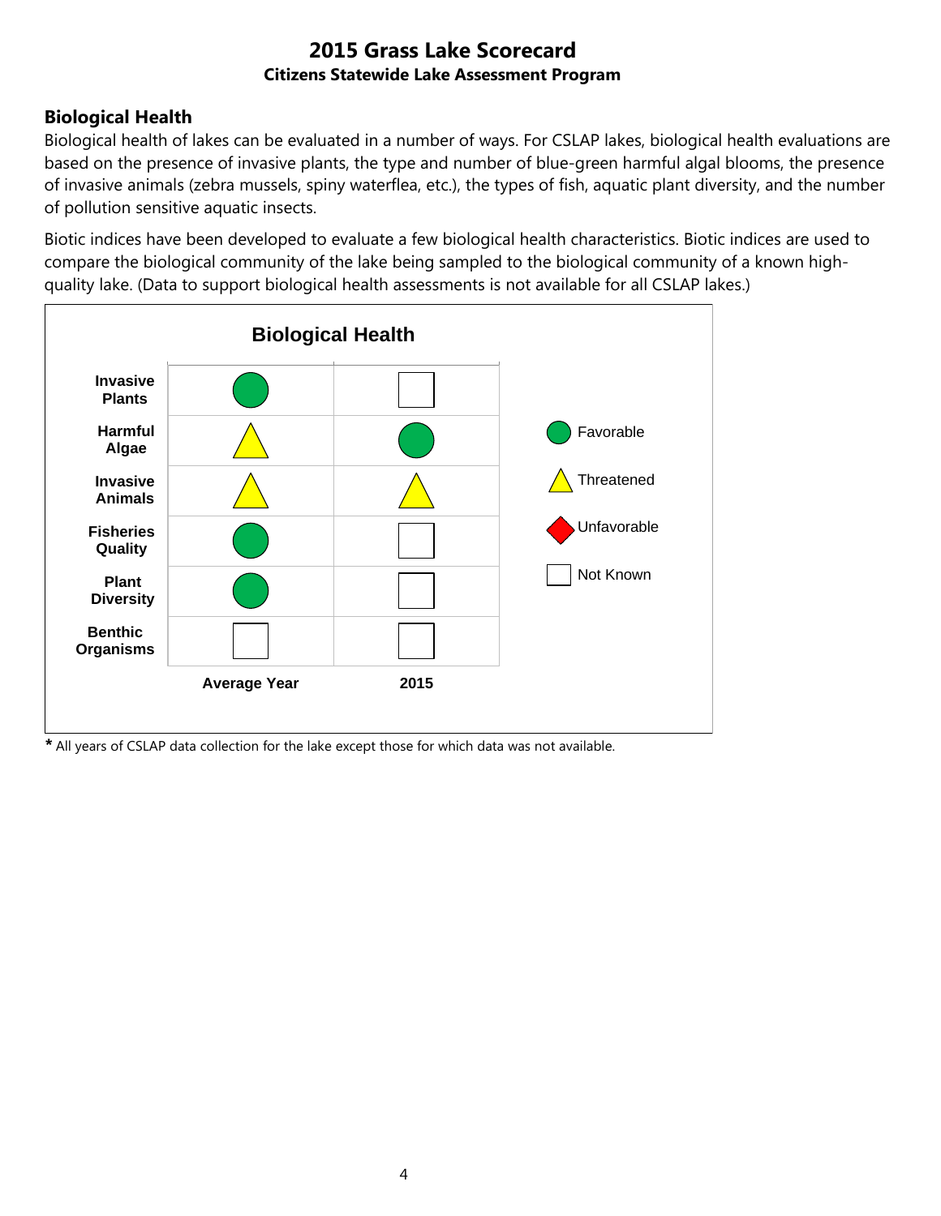# 2015 Grass Lake Scorecard

**Citizens Statewide Lake Assessment Program**

## Biological Health

Biological health of lakes can be evaluated in a number of ways. For CSLAP lakes, biological health evaluations are based on the presence of invasive plants, the type and number of blue-green harmful algal blooms, the presence of invasive animals (zebra mussels, spiny waterflea, etc.), the types of fish, aquatic plant diversity, and the number of pollution sensitive aquatic insects.

Biotic indices have been developed to evaluate a few biological health characteristics. Biotic indices are used to compare the biological community of the lake being sampled to the biological community of a known high-quality lake. (Data to support biological health assessments is not available for all CSLAP lakes.)

**Biological Health**

| | Average Year | 2015 |
|---|---|---|
| **Invasive Plants** | Favorable | Not Known |
| **Harmful Algae** | Threatened | Favorable |
| **Invasive Animals** | Threatened | Threatened |
| **Fisheries Quality** | Favorable | Not Known |
| **Plant Diversity** | Favorable | Not Known |
| **Benthic Organisms** | Not Known | Not Known |

Legend: Favorable (green circle), Threatened (yellow triangle), Unfavorable (red diamond), Not Known (empty square)

* All years of CSLAP data collection for the lake except those for which data was not available.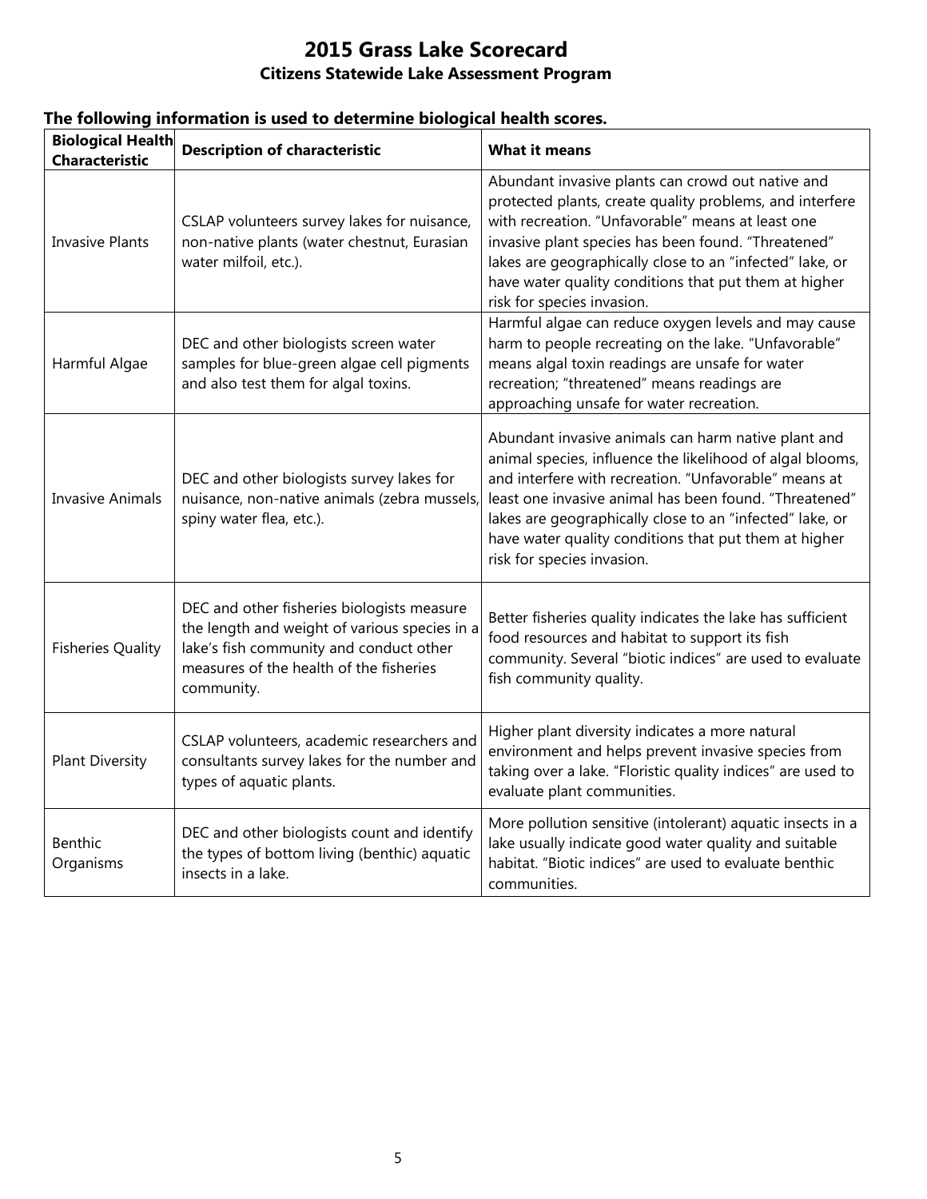# 2015 Grass Lake Scorecard

## Citizens Statewide Lake Assessment Program

**The following information is used to determine biological health scores.**

| Biological Health Characteristic | Description of characteristic | What it means |
| --- | --- | --- |
| Invasive Plants | CSLAP volunteers survey lakes for nuisance, non-native plants (water chestnut, Eurasian water milfoil, etc.). | Abundant invasive plants can crowd out native and protected plants, create quality problems, and interfere with recreation. "Unfavorable" means at least one invasive plant species has been found. "Threatened" lakes are geographically close to an "infected" lake, or have water quality conditions that put them at higher risk for species invasion. |
| Harmful Algae | DEC and other biologists screen water samples for blue-green algae cell pigments and also test them for algal toxins. | Harmful algae can reduce oxygen levels and may cause harm to people recreating on the lake. "Unfavorable" means algal toxin readings are unsafe for water recreation; "threatened" means readings are approaching unsafe for water recreation. |
| Invasive Animals | DEC and other biologists survey lakes for nuisance, non-native animals (zebra mussels, spiny water flea, etc.). | Abundant invasive animals can harm native plant and animal species, influence the likelihood of algal blooms, and interfere with recreation. "Unfavorable" means at least one invasive animal has been found. "Threatened" lakes are geographically close to an "infected" lake, or have water quality conditions that put them at higher risk for species invasion. |
| Fisheries Quality | DEC and other fisheries biologists measure the length and weight of various species in a lake's fish community and conduct other measures of the health of the fisheries community. | Better fisheries quality indicates the lake has sufficient food resources and habitat to support its fish community. Several "biotic indices" are used to evaluate fish community quality. |
| Plant Diversity | CSLAP volunteers, academic researchers and consultants survey lakes for the number and types of aquatic plants. | Higher plant diversity indicates a more natural environment and helps prevent invasive species from taking over a lake. "Floristic quality indices" are used to evaluate plant communities. |
| Benthic Organisms | DEC and other biologists count and identify the types of bottom living (benthic) aquatic insects in a lake. | More pollution sensitive (intolerant) aquatic insects in a lake usually indicate good water quality and suitable habitat. "Biotic indices" are used to evaluate benthic communities. |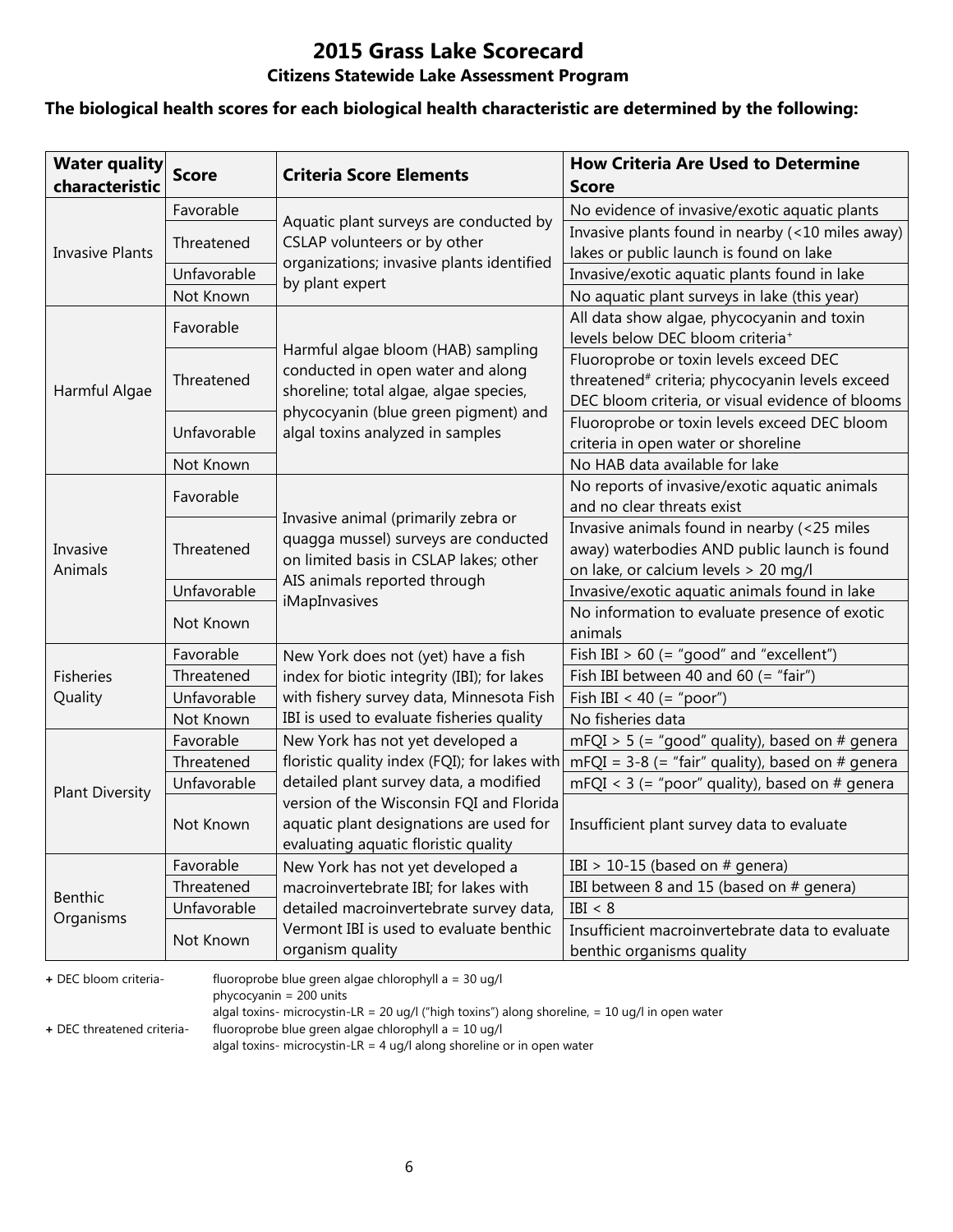# 2015 Grass Lake Scorecard

## Citizens Statewide Lake Assessment Program

**The biological health scores for each biological health characteristic are determined by the following:**

| Water quality characteristic | Score | Criteria Score Elements | How Criteria Are Used to Determine Score |
|---|---|---|---|
| Invasive Plants | Favorable | Aquatic plant surveys are conducted by CSLAP volunteers or by other organizations; invasive plants identified by plant expert | No evidence of invasive/exotic aquatic plants |
| | Threatened | | Invasive plants found in nearby (<10 miles away) lakes or public launch is found on lake |
| | Unfavorable | | Invasive/exotic aquatic plants found in lake |
| | Not Known | | No aquatic plant surveys in lake (this year) |
| Harmful Algae | Favorable | Harmful algae bloom (HAB) sampling conducted in open water and along shoreline; total algae, algae species, phycocyanin (blue green pigment) and algal toxins analyzed in samples | All data show algae, phycocyanin and toxin levels below DEC bloom criteria+ |
| | Threatened | | Fluoroprobe or toxin levels exceed DEC threatened# criteria; phycocyanin levels exceed DEC bloom criteria, or visual evidence of blooms |
| | Unfavorable | | Fluoroprobe or toxin levels exceed DEC bloom criteria in open water or shoreline |
| | Not Known | | No HAB data available for lake |
| Invasive Animals | Favorable | Invasive animal (primarily zebra or quagga mussel) surveys are conducted on limited basis in CSLAP lakes; other AIS animals reported through iMapInvasives | No reports of invasive/exotic aquatic animals and no clear threats exist |
| | Threatened | | Invasive animals found in nearby (<25 miles away) waterbodies AND public launch is found on lake, or calcium levels > 20 mg/l |
| | Unfavorable | | Invasive/exotic aquatic animals found in lake |
| | Not Known | | No information to evaluate presence of exotic animals |
| Fisheries Quality | Favorable | New York does not (yet) have a fish index for biotic integrity (IBI); for lakes with fishery survey data, Minnesota Fish IBI is used to evaluate fisheries quality | Fish IBI > 60 (= "good" and "excellent") |
| | Threatened | | Fish IBI between 40 and 60 (= "fair") |
| | Unfavorable | | Fish IBI < 40 (= "poor") |
| | Not Known | | No fisheries data |
| Plant Diversity | Favorable | New York has not yet developed a floristic quality index (FQI); for lakes with detailed plant survey data, a modified version of the Wisconsin FQI and Florida aquatic plant designations are used for evaluating aquatic floristic quality | mFQI > 5 (= "good" quality), based on # genera |
| | Threatened | | mFQI = 3-8 (= "fair" quality), based on # genera |
| | Unfavorable | | mFQI < 3 (= "poor" quality), based on # genera |
| | Not Known | | Insufficient plant survey data to evaluate |
| Benthic Organisms | Favorable | New York has not yet developed a macroinvertebrate IBI; for lakes with detailed macroinvertebrate survey data, Vermont IBI is used to evaluate benthic organism quality | IBI > 10-15 (based on # genera) |
| | Threatened | | IBI between 8 and 15 (based on # genera) |
| | Unfavorable | | IBI < 8 |
| | Not Known | | Insufficient macroinvertebrate data to evaluate benthic organisms quality |

+ DEC bloom criteria- fluoroprobe blue green algae chlorophyll a = 30 ug/l
phycocyanin = 200 units
algal toxins- microcystin-LR = 20 ug/l ("high toxins") along shoreline, = 10 ug/l in open water

+ DEC threatened criteria- fluoroprobe blue green algae chlorophyll a = 10 ug/l
algal toxins- microcystin-LR = 4 ug/l along shoreline or in open water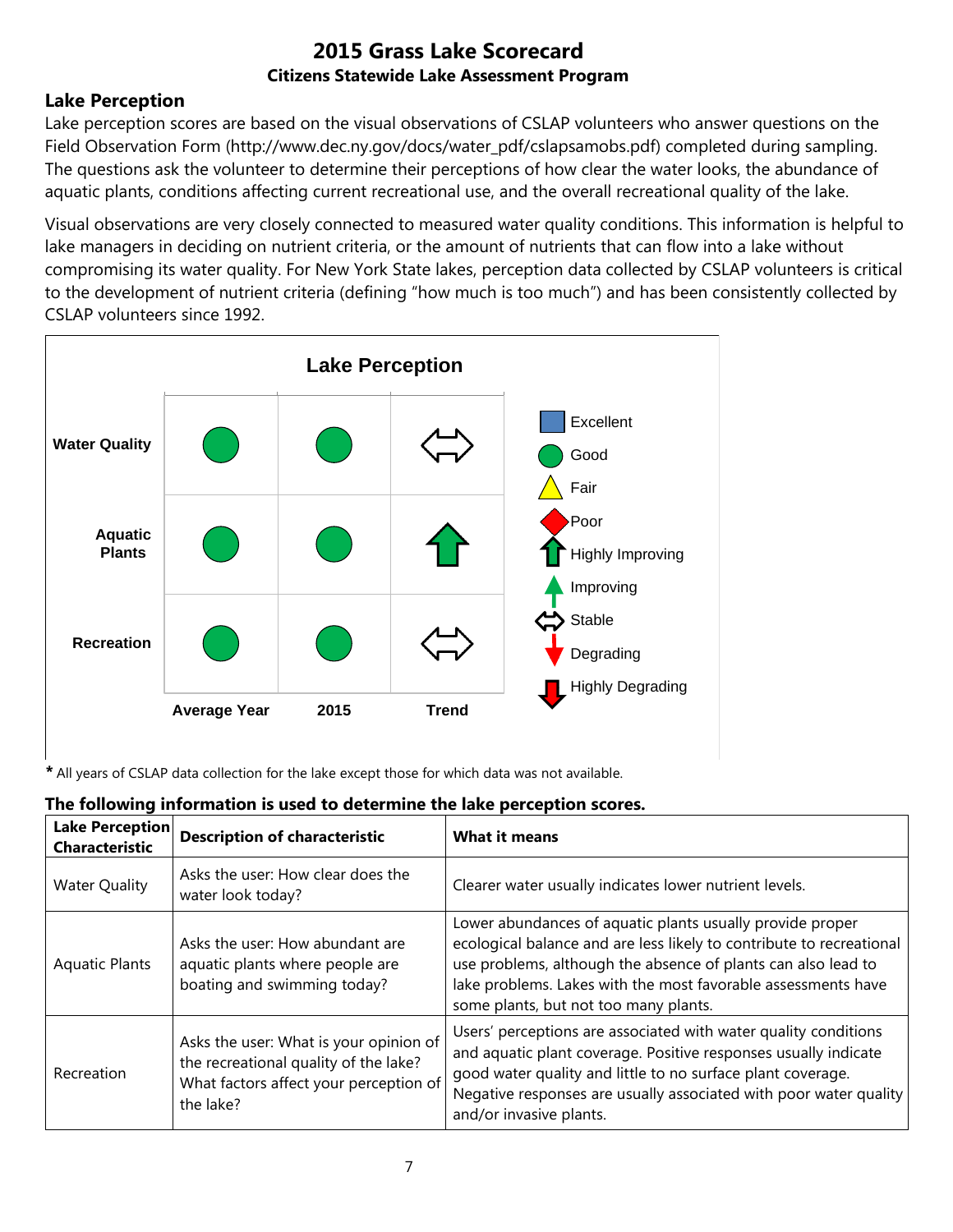# 2015 Grass Lake Scorecard

### Citizens Statewide Lake Assessment Program

## Lake Perception

Lake perception scores are based on the visual observations of CSLAP volunteers who answer questions on the Field Observation Form (http://www.dec.ny.gov/docs/water_pdf/cslapsamobs.pdf) completed during sampling. The questions ask the volunteer to determine their perceptions of how clear the water looks, the abundance of aquatic plants, conditions affecting current recreational use, and the overall recreational quality of the lake.

Visual observations are very closely connected to measured water quality conditions. This information is helpful to lake managers in deciding on nutrient criteria, or the amount of nutrients that can flow into a lake without compromising its water quality. For New York State lakes, perception data collected by CSLAP volunteers is critical to the development of nutrient criteria (defining "how much is too much") and has been consistently collected by CSLAP volunteers since 1992.

**Lake Perception**

| | Average Year | 2015 | Trend |
|---|---|---|---|
| Water Quality | Good | Good | Stable |
| Aquatic Plants | Good | Good | Highly Improving |
| Recreation | Good | Good | Stable |

Legend: Excellent, Good, Fair, Poor, Highly Improving, Improving, Stable, Degrading, Highly Degrading

**\*** All years of CSLAP data collection for the lake except those for which data was not available.

**The following information is used to determine the lake perception scores.**

| Lake Perception Characteristic | Description of characteristic | What it means |
|---|---|---|
| Water Quality | Asks the user: How clear does the water look today? | Clearer water usually indicates lower nutrient levels. |
| Aquatic Plants | Asks the user: How abundant are aquatic plants where people are boating and swimming today? | Lower abundances of aquatic plants usually provide proper ecological balance and are less likely to contribute to recreational use problems, although the absence of plants can also lead to lake problems. Lakes with the most favorable assessments have some plants, but not too many plants. |
| Recreation | Asks the user: What is your opinion of the recreational quality of the lake? What factors affect your perception of the lake? | Users' perceptions are associated with water quality conditions and aquatic plant coverage. Positive responses usually indicate good water quality and little to no surface plant coverage. Negative responses are usually associated with poor water quality and/or invasive plants. |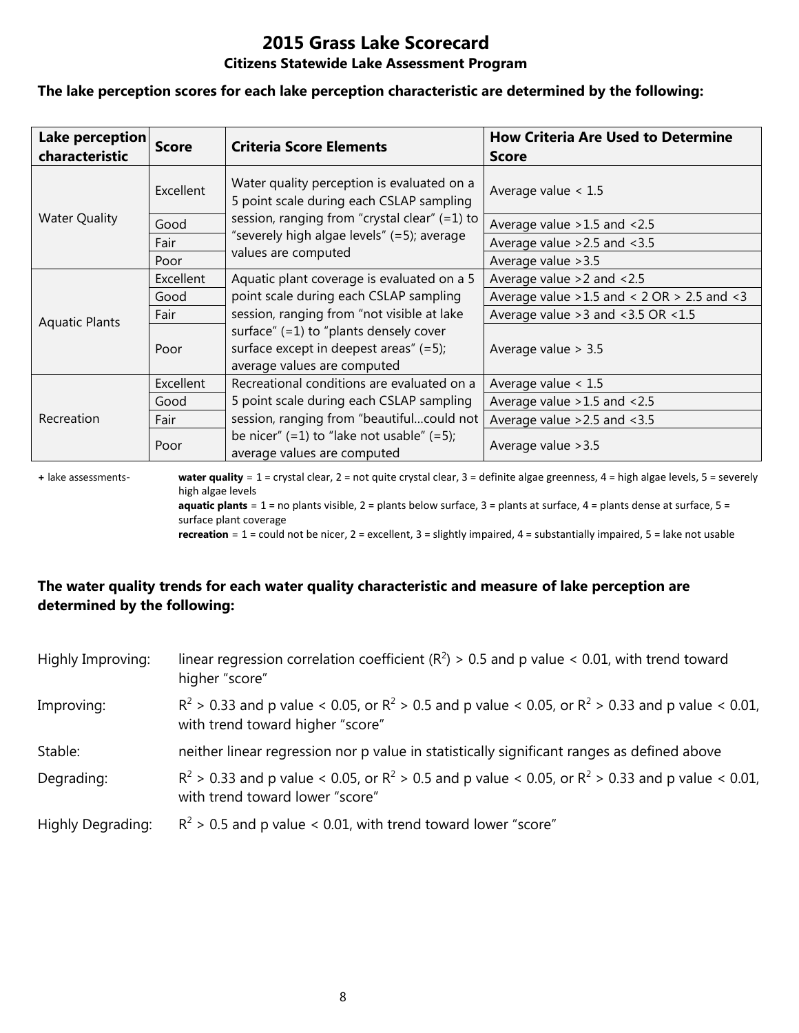# 2015 Grass Lake Scorecard

## Citizens Statewide Lake Assessment Program

**The lake perception scores for each lake perception characteristic are determined by the following:**

| Lake perception characteristic | Score | Criteria Score Elements | How Criteria Are Used to Determine Score |
|---|---|---|---|
| Water Quality | Excellent | Water quality perception is evaluated on a 5 point scale during each CSLAP sampling session, ranging from "crystal clear" (=1) to "severely high algae levels" (=5); average values are computed | Average value < 1.5 |
| | Good | | Average value >1.5 and <2.5 |
| | Fair | | Average value >2.5 and <3.5 |
| | Poor | | Average value >3.5 |
| Aquatic Plants | Excellent | Aquatic plant coverage is evaluated on a 5 point scale during each CSLAP sampling session, ranging from "not visible at lake surface" (=1) to "plants densely cover surface except in deepest areas" (=5); average values are computed | Average value >2 and <2.5 |
| | Good | | Average value >1.5 and < 2 OR > 2.5 and <3 |
| | Fair | | Average value >3 and <3.5 OR <1.5 |
| | Poor | | Average value > 3.5 |
| Recreation | Excellent | Recreational conditions are evaluated on a 5 point scale during each CSLAP sampling session, ranging from "beautiful…could not be nicer" (=1) to "lake not usable" (=5); average values are computed | Average value < 1.5 |
| | Good | | Average value >1.5 and <2.5 |
| | Fair | | Average value >2.5 and <3.5 |
| | Poor | | Average value >3.5 |

+ lake assessments- **water quality** = 1 = crystal clear, 2 = not quite crystal clear, 3 = definite algae greenness, 4 = high algae levels, 5 = severely high algae levels
**aquatic plants** = 1 = no plants visible, 2 = plants below surface, 3 = plants at surface, 4 = plants dense at surface, 5 = surface plant coverage
**recreation** = 1 = could not be nicer, 2 = excellent, 3 = slightly impaired, 4 = substantially impaired, 5 = lake not usable

**The water quality trends for each water quality characteristic and measure of lake perception are determined by the following:**

Highly Improving: linear regression correlation coefficient ($R^2$) > 0.5 and p value < 0.01, with trend toward higher "score"

Improving: $R^2$ > 0.33 and p value < 0.05, or $R^2$ > 0.5 and p value < 0.05, or $R^2$ > 0.33 and p value < 0.01, with trend toward higher "score"

Stable: neither linear regression nor p value in statistically significant ranges as defined above

Degrading: $R^2$ > 0.33 and p value < 0.05, or $R^2$ > 0.5 and p value < 0.05, or $R^2$ > 0.33 and p value < 0.01, with trend toward lower "score"

Highly Degrading: $R^2$ > 0.5 and p value < 0.01, with trend toward lower "score"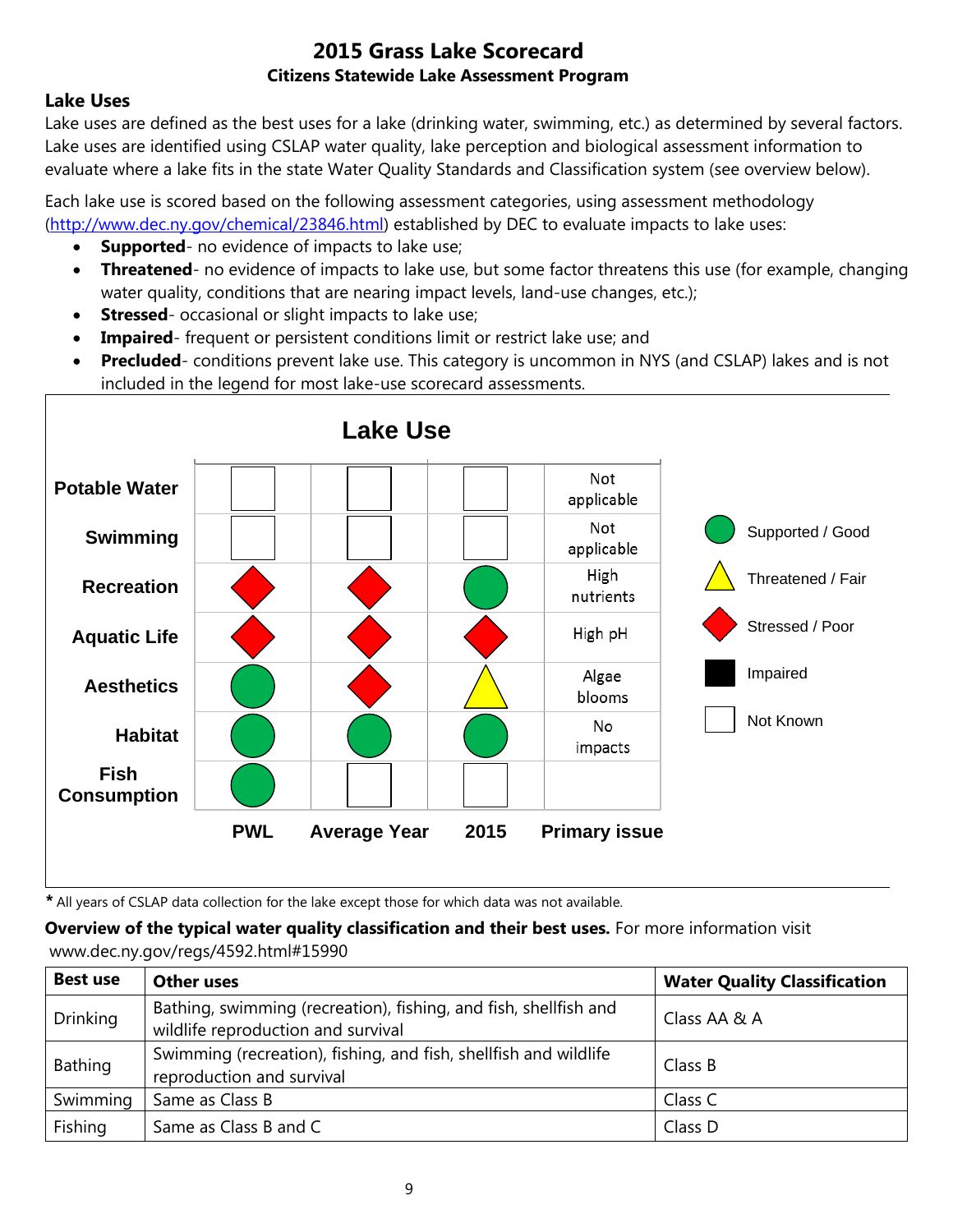# 2015 Grass Lake Scorecard

### Citizens Statewide Lake Assessment Program

## Lake Uses

Lake uses are defined as the best uses for a lake (drinking water, swimming, etc.) as determined by several factors. Lake uses are identified using CSLAP water quality, lake perception and biological assessment information to evaluate where a lake fits in the state Water Quality Standards and Classification system (see overview below).

Each lake use is scored based on the following assessment categories, using assessment methodology (http://www.dec.ny.gov/chemical/23846.html) established by DEC to evaluate impacts to lake uses:

- **Supported**- no evidence of impacts to lake use;
- **Threatened**- no evidence of impacts to lake use, but some factor threatens this use (for example, changing water quality, conditions that are nearing impact levels, land-use changes, etc.);
- **Stressed**- occasional or slight impacts to lake use;
- **Impaired**- frequent or persistent conditions limit or restrict lake use; and
- **Precluded**- conditions prevent lake use. This category is uncommon in NYS (and CSLAP) lakes and is not included in the legend for most lake-use scorecard assessments.

**Lake Use**

| | PWL | Average Year | 2015 | Primary issue |
|---|---|---|---|---|
| Potable Water | Not Known | Not Known | Not Known | Not applicable |
| Swimming | Not Known | Not Known | Not Known | Not applicable |
| Recreation | Stressed / Poor | Stressed / Poor | Supported / Good | High nutrients |
| Aquatic Life | Stressed / Poor | Stressed / Poor | Stressed / Poor | High pH |
| Aesthetics | Supported / Good | Stressed / Poor | Threatened / Fair | Algae blooms |
| Habitat | Supported / Good | Supported / Good | Supported / Good | No impacts |
| Fish Consumption | Supported / Good | Not Known | Not Known | |

Legend: Supported / Good; Threatened / Fair; Stressed / Poor; Impaired; Not Known

* All years of CSLAP data collection for the lake except those for which data was not available.

**Overview of the typical water quality classification and their best uses.** For more information visit www.dec.ny.gov/regs/4592.html#15990

| Best use | Other uses | Water Quality Classification |
|---|---|---|
| Drinking | Bathing, swimming (recreation), fishing, and fish, shellfish and wildlife reproduction and survival | Class AA & A |
| Bathing | Swimming (recreation), fishing, and fish, shellfish and wildlife reproduction and survival | Class B |
| Swimming | Same as Class B | Class C |
| Fishing | Same as Class B and C | Class D |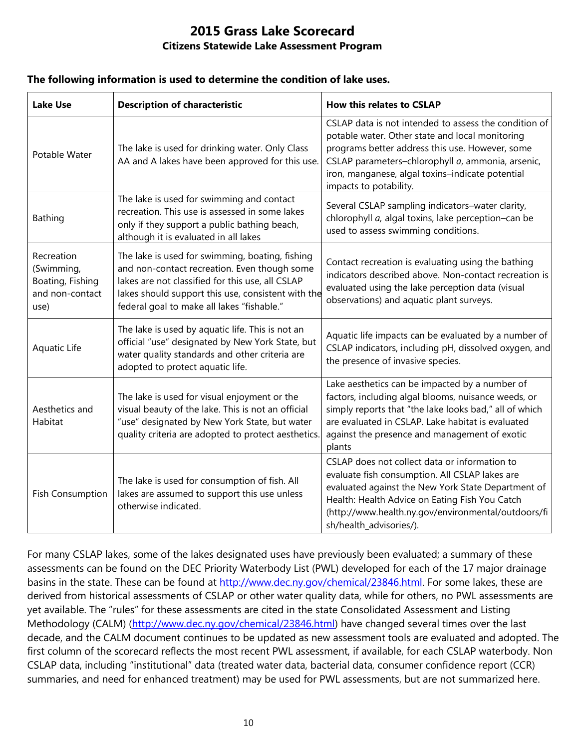# 2015 Grass Lake Scorecard

## Citizens Statewide Lake Assessment Program

**The following information is used to determine the condition of lake uses.**

| Lake Use | Description of characteristic | How this relates to CSLAP |
|---|---|---|
| Potable Water | The lake is used for drinking water. Only Class AA and A lakes have been approved for this use. | CSLAP data is not intended to assess the condition of potable water. Other state and local monitoring programs better address this use. However, some CSLAP parameters–chlorophyll *a*, ammonia, arsenic, iron, manganese, algal toxins–indicate potential impacts to potability. |
| Bathing | The lake is used for swimming and contact recreation. This use is assessed in some lakes only if they support a public bathing beach, although it is evaluated in all lakes | Several CSLAP sampling indicators–water clarity, chlorophyll *a,* algal toxins, lake perception–can be used to assess swimming conditions. |
| Recreation (Swimming, Boating, Fishing and non-contact use) | The lake is used for swimming, boating, fishing and non-contact recreation. Even though some lakes are not classified for this use, all CSLAP lakes should support this use, consistent with the federal goal to make all lakes "fishable." | Contact recreation is evaluating using the bathing indicators described above. Non-contact recreation is evaluated using the lake perception data (visual observations) and aquatic plant surveys. |
| Aquatic Life | The lake is used by aquatic life. This is not an official "use" designated by New York State, but water quality standards and other criteria are adopted to protect aquatic life. | Aquatic life impacts can be evaluated by a number of CSLAP indicators, including pH, dissolved oxygen, and the presence of invasive species. |
| Aesthetics and Habitat | The lake is used for visual enjoyment or the visual beauty of the lake. This is not an official "use" designated by New York State, but water quality criteria are adopted to protect aesthetics. | Lake aesthetics can be impacted by a number of factors, including algal blooms, nuisance weeds, or simply reports that "the lake looks bad," all of which are evaluated in CSLAP. Lake habitat is evaluated against the presence and management of exotic plants |
| Fish Consumption | The lake is used for consumption of fish. All lakes are assumed to support this use unless otherwise indicated. | CSLAP does not collect data or information to evaluate fish consumption. All CSLAP lakes are evaluated against the New York State Department of Health: Health Advice on Eating Fish You Catch (http://www.health.ny.gov/environmental/outdoors/fish/health_advisories/). |

For many CSLAP lakes, some of the lakes designated uses have previously been evaluated; a summary of these assessments can be found on the DEC Priority Waterbody List (PWL) developed for each of the 17 major drainage basins in the state. These can be found at http://www.dec.ny.gov/chemical/23846.html. For some lakes, these are derived from historical assessments of CSLAP or other water quality data, while for others, no PWL assessments are yet available. The "rules" for these assessments are cited in the state Consolidated Assessment and Listing Methodology (CALM) (http://www.dec.ny.gov/chemical/23846.html) have changed several times over the last decade, and the CALM document continues to be updated as new assessment tools are evaluated and adopted. The first column of the scorecard reflects the most recent PWL assessment, if available, for each CSLAP waterbody. Non CSLAP data, including "institutional" data (treated water data, bacterial data, consumer confidence report (CCR) summaries, and need for enhanced treatment) may be used for PWL assessments, but are not summarized here.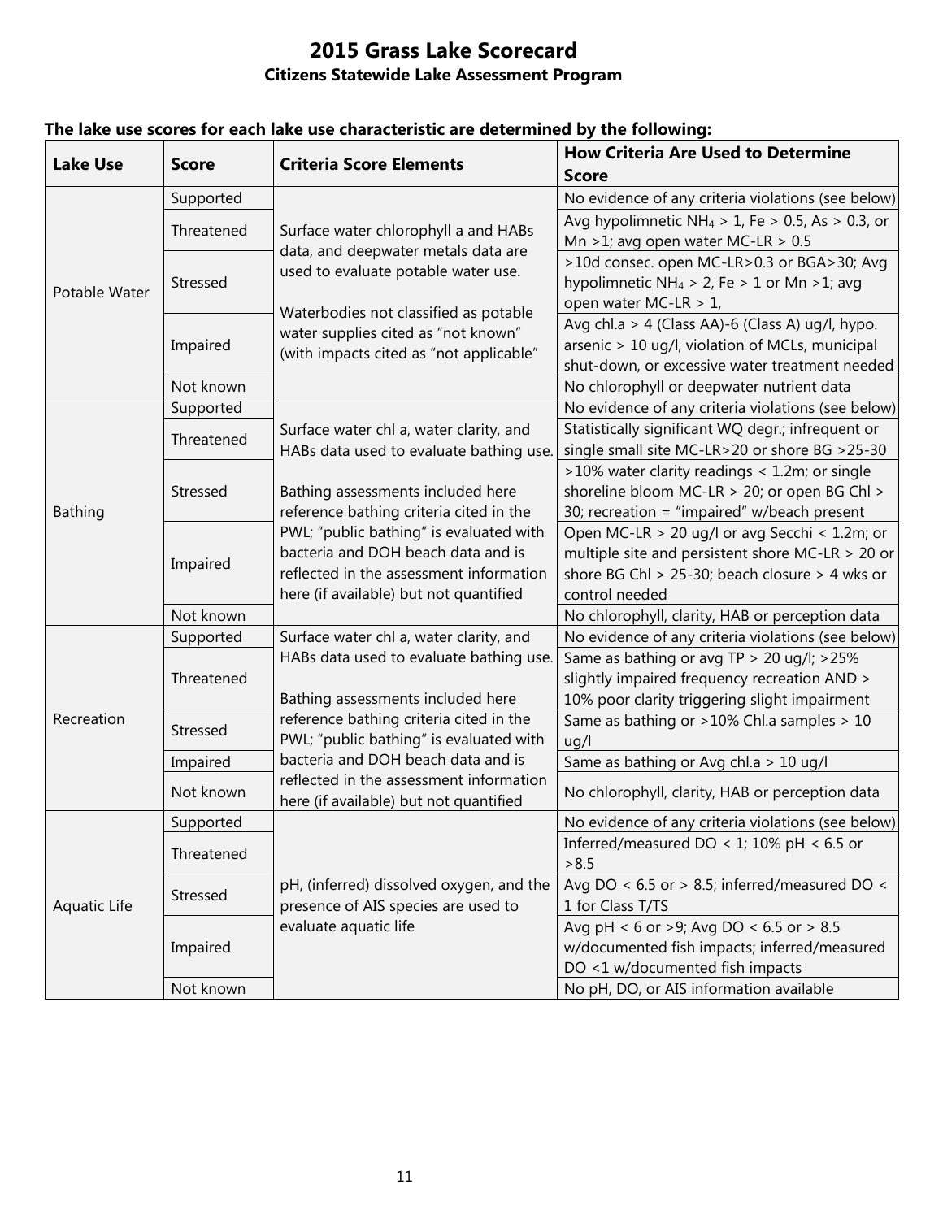# 2015 Grass Lake Scorecard

## Citizens Statewide Lake Assessment Program

**The lake use scores for each lake use characteristic are determined by the following:**

| Lake Use | Score | Criteria Score Elements | How Criteria Are Used to Determine Score |
|---|---|---|---|
| Potable Water | Supported | Surface water chlorophyll a and HABs data, and deepwater metals data are used to evaluate potable water use. Waterbodies not classified as potable water supplies cited as "not known" (with impacts cited as "not applicable" | No evidence of any criteria violations (see below) |
| | Threatened | | Avg hypolimnetic $NH_4$ > 1, Fe > 0.5, As > 0.3, or Mn >1; avg open water MC-LR > 0.5 |
| | Stressed | | >10d consec. open MC-LR>0.3 or BGA>30; Avg hypolimnetic $NH_4$ > 2, Fe > 1 or Mn >1; avg open water MC-LR > 1, |
| | Impaired | | Avg chl.a > 4 (Class AA)-6 (Class A) ug/l, hypo. arsenic > 10 ug/l, violation of MCLs, municipal shut-down, or excessive water treatment needed |
| | Not known | | No chlorophyll or deepwater nutrient data |
| Bathing | Supported | Surface water chl a, water clarity, and HABs data used to evaluate bathing use. Bathing assessments included here reference bathing criteria cited in the PWL; "public bathing" is evaluated with bacteria and DOH beach data and is reflected in the assessment information here (if available) but not quantified | No evidence of any criteria violations (see below) |
| | Threatened | | Statistically significant WQ degr.; infrequent or single small site MC-LR>20 or shore BG >25-30 |
| | Stressed | | >10% water clarity readings < 1.2m; or single shoreline bloom MC-LR > 20; or open BG Chl > 30; recreation = "impaired" w/beach present |
| | Impaired | | Open MC-LR > 20 ug/l or avg Secchi < 1.2m; or multiple site and persistent shore MC-LR > 20 or shore BG Chl > 25-30; beach closure > 4 wks or control needed |
| | Not known | | No chlorophyll, clarity, HAB or perception data |
| Recreation | Supported | Surface water chl a, water clarity, and HABs data used to evaluate bathing use. Bathing assessments included here reference bathing criteria cited in the PWL; "public bathing" is evaluated with bacteria and DOH beach data and is reflected in the assessment information here (if available) but not quantified | No evidence of any criteria violations (see below) |
| | Threatened | | Same as bathing or avg TP > 20 ug/l; >25% slightly impaired frequency recreation AND > 10% poor clarity triggering slight impairment |
| | Stressed | | Same as bathing or >10% Chl.a samples > 10 ug/l |
| | Impaired | | Same as bathing or Avg chl.a > 10 ug/l |
| | Not known | | No chlorophyll, clarity, HAB or perception data |
| Aquatic Life | Supported | pH, (inferred) dissolved oxygen, and the presence of AIS species are used to evaluate aquatic life | No evidence of any criteria violations (see below) |
| | Threatened | | Inferred/measured DO < 1; 10% pH < 6.5 or >8.5 |
| | Stressed | | Avg DO < 6.5 or > 8.5; inferred/measured DO < 1 for Class T/TS |
| | Impaired | | Avg pH < 6 or >9; Avg DO < 6.5 or > 8.5 w/documented fish impacts; inferred/measured DO <1 w/documented fish impacts |
| | Not known | | No pH, DO, or AIS information available |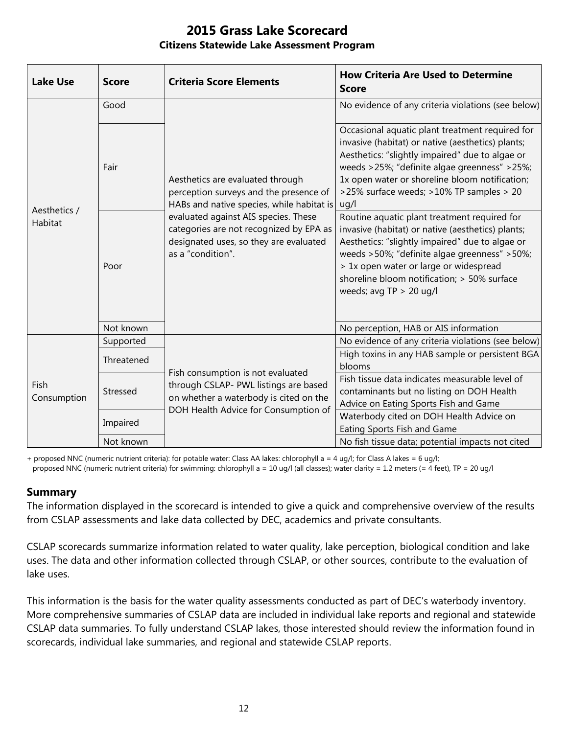# 2015 Grass Lake Scorecard

### Citizens Statewide Lake Assessment Program

| Lake Use | Score | Criteria Score Elements | How Criteria Are Used to Determine Score |
|---|---|---|---|
| Aesthetics / Habitat | Good | Aesthetics are evaluated through perception surveys and the presence of HABs and native species, while habitat is evaluated against AIS species. These categories are not recognized by EPA as designated uses, so they are evaluated as a "condition". | No evidence of any criteria violations (see below) |
| | Fair | | Occasional aquatic plant treatment required for invasive (habitat) or native (aesthetics) plants; Aesthetics: "slightly impaired" due to algae or weeds >25%; "definite algae greenness" >25%; 1x open water or shoreline bloom notification; >25% surface weeds; >10% TP samples > 20 ug/l |
| | Poor | | Routine aquatic plant treatment required for invasive (habitat) or native (aesthetics) plants; Aesthetics: "slightly impaired" due to algae or weeds >50%; "definite algae greenness" >50%; > 1x open water or large or widespread shoreline bloom notification; > 50% surface weeds; avg TP > 20 ug/l |
| | Not known | | No perception, HAB or AIS information |
| Fish Consumption | Supported | Fish consumption is not evaluated through CSLAP- PWL listings are based on whether a waterbody is cited on the DOH Health Advice for Consumption of | No evidence of any criteria violations (see below) |
| | Threatened | | High toxins in any HAB sample or persistent BGA blooms |
| | Stressed | | Fish tissue data indicates measurable level of contaminants but no listing on DOH Health Advice on Eating Sports Fish and Game |
| | Impaired | | Waterbody cited on DOH Health Advice on Eating Sports Fish and Game |
| | Not known | | No fish tissue data; potential impacts not cited |

+ proposed NNC (numeric nutrient criteria): for potable water: Class AA lakes: chlorophyll a = 4 ug/l; for Class A lakes = 6 ug/l;
proposed NNC (numeric nutrient criteria) for swimming: chlorophyll a = 10 ug/l (all classes); water clarity = 1.2 meters (= 4 feet), TP = 20 ug/l

## Summary

The information displayed in the scorecard is intended to give a quick and comprehensive overview of the results from CSLAP assessments and lake data collected by DEC, academics and private consultants.

CSLAP scorecards summarize information related to water quality, lake perception, biological condition and lake uses. The data and other information collected through CSLAP, or other sources, contribute to the evaluation of lake uses.

This information is the basis for the water quality assessments conducted as part of DEC's waterbody inventory. More comprehensive summaries of CSLAP data are included in individual lake reports and regional and statewide CSLAP data summaries. To fully understand CSLAP lakes, those interested should review the information found in scorecards, individual lake summaries, and regional and statewide CSLAP reports.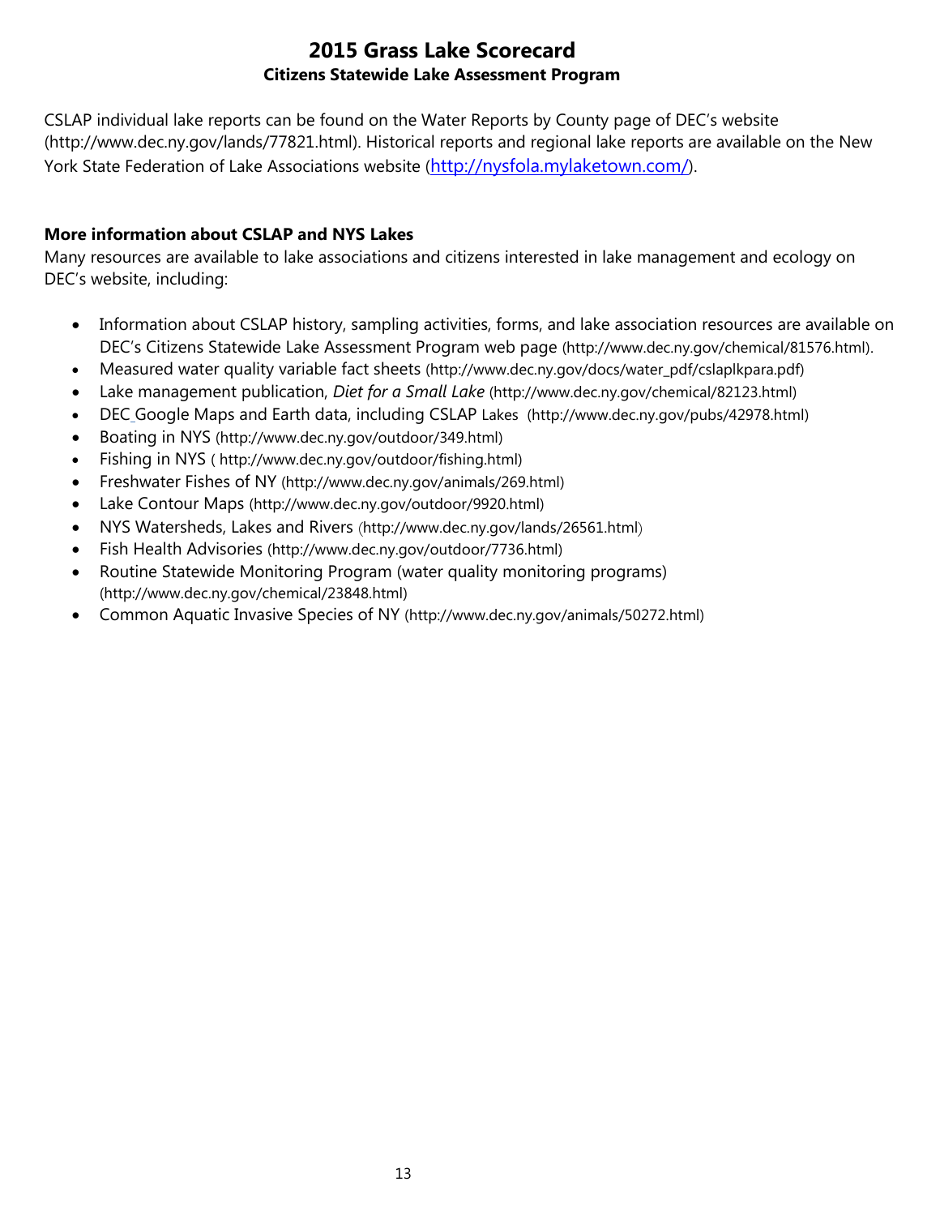# 2015 Grass Lake Scorecard

### Citizens Statewide Lake Assessment Program

CSLAP individual lake reports can be found on the Water Reports by County page of DEC's website (http://www.dec.ny.gov/lands/77821.html). Historical reports and regional lake reports are available on the New York State Federation of Lake Associations website (http://nysfola.mylaketown.com/).

**More information about CSLAP and NYS Lakes**

Many resources are available to lake associations and citizens interested in lake management and ecology on DEC's website, including:

- Information about CSLAP history, sampling activities, forms, and lake association resources are available on DEC's Citizens Statewide Lake Assessment Program web page (http://www.dec.ny.gov/chemical/81576.html).
- Measured water quality variable fact sheets (http://www.dec.ny.gov/docs/water_pdf/cslaplkpara.pdf)
- Lake management publication, *Diet for a Small Lake* (http://www.dec.ny.gov/chemical/82123.html)
- DEC Google Maps and Earth data, including CSLAP Lakes (http://www.dec.ny.gov/pubs/42978.html)
- Boating in NYS (http://www.dec.ny.gov/outdoor/349.html)
- Fishing in NYS ( http://www.dec.ny.gov/outdoor/fishing.html)
- Freshwater Fishes of NY (http://www.dec.ny.gov/animals/269.html)
- Lake Contour Maps (http://www.dec.ny.gov/outdoor/9920.html)
- NYS Watersheds, Lakes and Rivers (http://www.dec.ny.gov/lands/26561.html)
- Fish Health Advisories (http://www.dec.ny.gov/outdoor/7736.html)
- Routine Statewide Monitoring Program (water quality monitoring programs) (http://www.dec.ny.gov/chemical/23848.html)
- Common Aquatic Invasive Species of NY (http://www.dec.ny.gov/animals/50272.html)